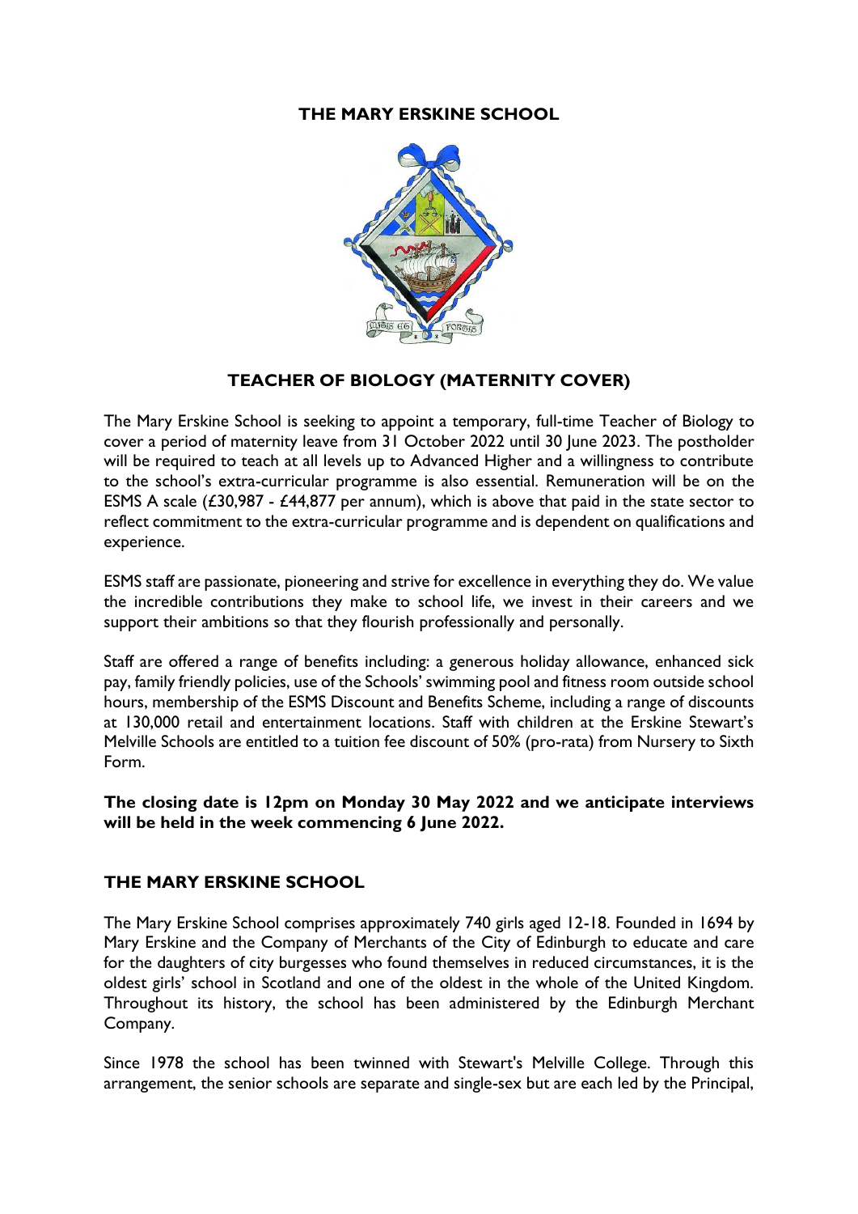# THE MARY ERSKINE SCHOOL

## TEACHER OF BIOLOGY (MATERNITY COVER)

The Mary Erskine School is seeking to appoint a temporary, full-time Teacher of Biology to cover a period of maternity leave from 31 October 2022 until 30 June 2023. The postholder will be required to teach at all levels up to Advanced Higher and a willingness to contribute to the school's extra-curricular programme is also essential. Remuneration will be on the ESMS A scale (£30,987 - £44,877 per annum), which is above that paid in the state sector to reflect commitment to the extra-curricular programme and is dependent on qualifications and experience.

ESMS staff are passionate, pioneering and strive for excellence in everything they do. We value the incredible contributions they make to school life, we invest in their careers and we support their ambitions so that they flourish professionally and personally.

Staff are offered a range of benefits including: a generous holiday allowance, enhanced sick pay, family friendly policies, use of the Schools' swimming pool and fitness room outside school hours, membership of the ESMS Discount and Benefits Scheme, including a range of discounts at 130,000 retail and entertainment locations. Staff with children at the Erskine Stewart's Melville Schools are entitled to a tuition fee discount of 50% (pro-rata) from Nursery to Sixth Form.

**The closing date is 12pm on Monday 30 May 2022 and we anticipate interviews will be held in the week commencing 6 June 2022.**

## THE MARY ERSKINE SCHOOL

The Mary Erskine School comprises approximately 740 girls aged 12-18. Founded in 1694 by Mary Erskine and the Company of Merchants of the City of Edinburgh to educate and care for the daughters of city burgesses who found themselves in reduced circumstances, it is the oldest girls' school in Scotland and one of the oldest in the whole of the United Kingdom. Throughout its history, the school has been administered by the Edinburgh Merchant Company.

Since 1978 the school has been twinned with Stewart's Melville College. Through this arrangement, the senior schools are separate and single-sex but are each led by the Principal,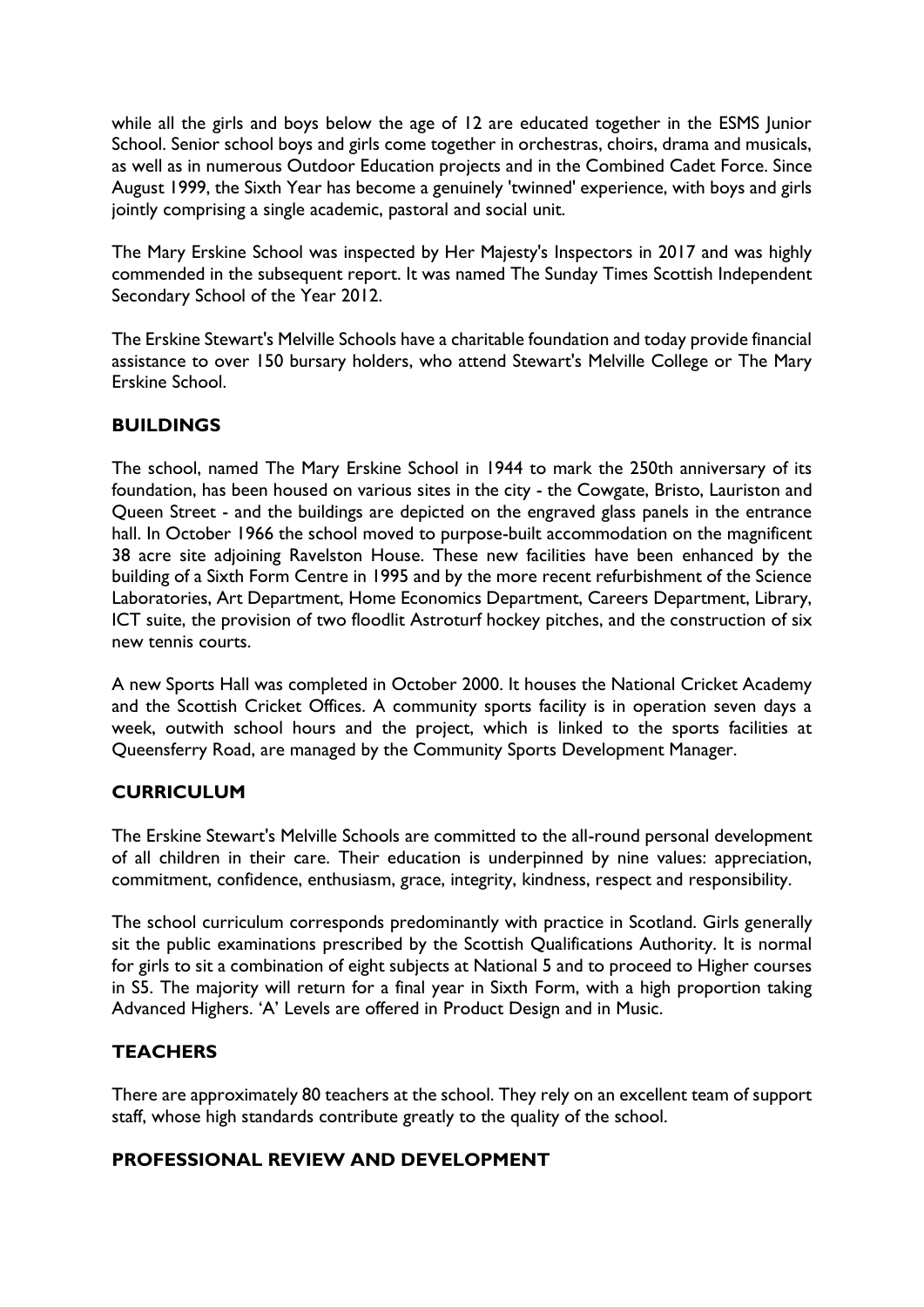while all the girls and boys below the age of 12 are educated together in the ESMS Junior School. Senior school boys and girls come together in orchestras, choirs, drama and musicals, as well as in numerous Outdoor Education projects and in the Combined Cadet Force. Since August 1999, the Sixth Year has become a genuinely 'twinned' experience, with boys and girls jointly comprising a single academic, pastoral and social unit.

The Mary Erskine School was inspected by Her Majesty's Inspectors in 2017 and was highly commended in the subsequent report. It was named The Sunday Times Scottish Independent Secondary School of the Year 2012.

The Erskine Stewart's Melville Schools have a charitable foundation and today provide financial assistance to over 150 bursary holders, who attend Stewart's Melville College or The Mary Erskine School.

## BUILDINGS

The school, named The Mary Erskine School in 1944 to mark the 250th anniversary of its foundation, has been housed on various sites in the city - the Cowgate, Bristo, Lauriston and Queen Street - and the buildings are depicted on the engraved glass panels in the entrance hall. In October 1966 the school moved to purpose-built accommodation on the magnificent 38 acre site adjoining Ravelston House. These new facilities have been enhanced by the building of a Sixth Form Centre in 1995 and by the more recent refurbishment of the Science Laboratories, Art Department, Home Economics Department, Careers Department, Library, ICT suite, the provision of two floodlit Astroturf hockey pitches, and the construction of six new tennis courts.

A new Sports Hall was completed in October 2000. It houses the National Cricket Academy and the Scottish Cricket Offices. A community sports facility is in operation seven days a week, outwith school hours and the project, which is linked to the sports facilities at Queensferry Road, are managed by the Community Sports Development Manager.

## CURRICULUM

The Erskine Stewart's Melville Schools are committed to the all-round personal development of all children in their care. Their education is underpinned by nine values: appreciation, commitment, confidence, enthusiasm, grace, integrity, kindness, respect and responsibility.

The school curriculum corresponds predominantly with practice in Scotland. Girls generally sit the public examinations prescribed by the Scottish Qualifications Authority. It is normal for girls to sit a combination of eight subjects at National 5 and to proceed to Higher courses in S5. The majority will return for a final year in Sixth Form, with a high proportion taking Advanced Highers. 'A' Levels are offered in Product Design and in Music.

## TEACHERS

There are approximately 80 teachers at the school. They rely on an excellent team of support staff, whose high standards contribute greatly to the quality of the school.

## PROFESSIONAL REVIEW AND DEVELOPMENT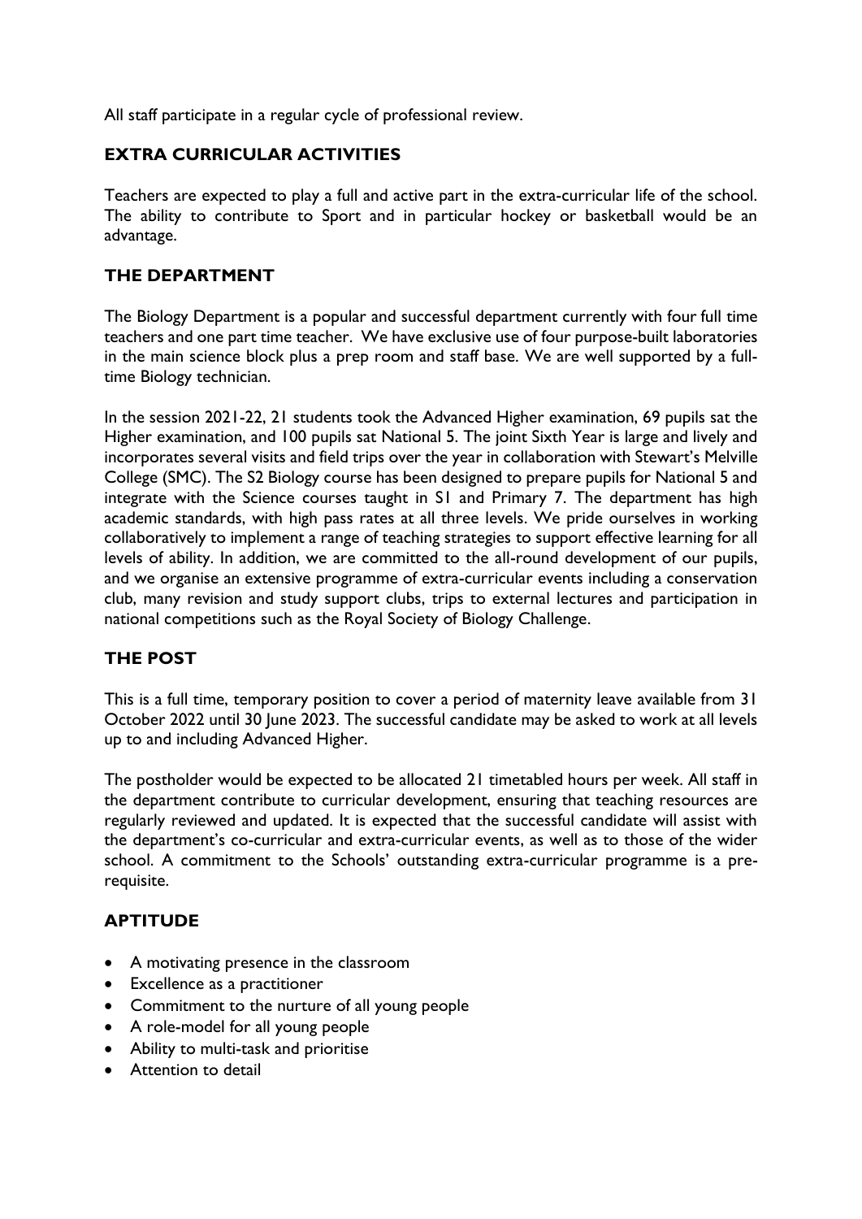All staff participate in a regular cycle of professional review.

## EXTRA CURRICULAR ACTIVITIES

Teachers are expected to play a full and active part in the extra-curricular life of the school. The ability to contribute to Sport and in particular hockey or basketball would be an advantage.

## THE DEPARTMENT

The Biology Department is a popular and successful department currently with four full time teachers and one part time teacher. We have exclusive use of four purpose-built laboratories in the main science block plus a prep room and staff base. We are well supported by a full-time Biology technician.

In the session 2021-22, 21 students took the Advanced Higher examination, 69 pupils sat the Higher examination, and 100 pupils sat National 5. The joint Sixth Year is large and lively and incorporates several visits and field trips over the year in collaboration with Stewart's Melville College (SMC). The S2 Biology course has been designed to prepare pupils for National 5 and integrate with the Science courses taught in S1 and Primary 7. The department has high academic standards, with high pass rates at all three levels. We pride ourselves in working collaboratively to implement a range of teaching strategies to support effective learning for all levels of ability. In addition, we are committed to the all-round development of our pupils, and we organise an extensive programme of extra-curricular events including a conservation club, many revision and study support clubs, trips to external lectures and participation in national competitions such as the Royal Society of Biology Challenge.

## THE POST

This is a full time, temporary position to cover a period of maternity leave available from 31 October 2022 until 30 June 2023. The successful candidate may be asked to work at all levels up to and including Advanced Higher.

The postholder would be expected to be allocated 21 timetabled hours per week. All staff in the department contribute to curricular development, ensuring that teaching resources are regularly reviewed and updated. It is expected that the successful candidate will assist with the department's co-curricular and extra-curricular events, as well as to those of the wider school. A commitment to the Schools' outstanding extra-curricular programme is a pre-requisite.

## APTITUDE

- A motivating presence in the classroom
- Excellence as a practitioner
- Commitment to the nurture of all young people
- A role-model for all young people
- Ability to multi-task and prioritise
- Attention to detail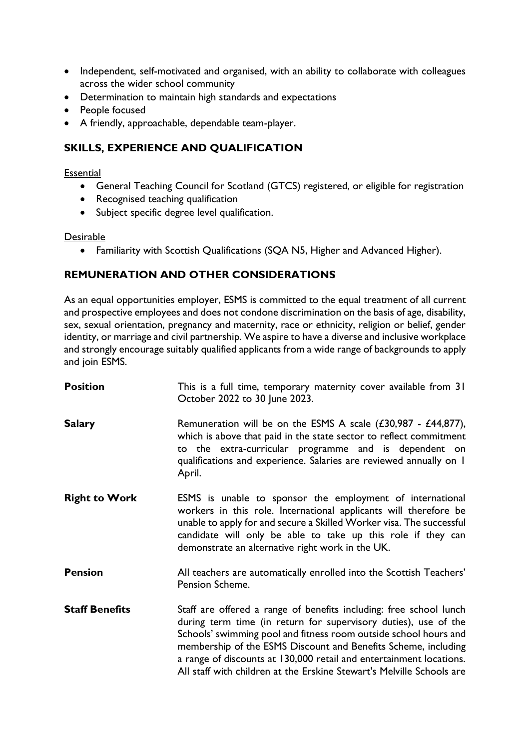- Independent, self-motivated and organised, with an ability to collaborate with colleagues across the wider school community
- Determination to maintain high standards and expectations
- People focused
- A friendly, approachable, dependable team-player.

## SKILLS, EXPERIENCE AND QUALIFICATION

Essential

- General Teaching Council for Scotland (GTCS) registered, or eligible for registration
- Recognised teaching qualification
- Subject specific degree level qualification.

Desirable

- Familiarity with Scottish Qualifications (SQA N5, Higher and Advanced Higher).

## REMUNERATION AND OTHER CONSIDERATIONS

As an equal opportunities employer, ESMS is committed to the equal treatment of all current and prospective employees and does not condone discrimination on the basis of age, disability, sex, sexual orientation, pregnancy and maternity, race or ethnicity, religion or belief, gender identity, or marriage and civil partnership. We aspire to have a diverse and inclusive workplace and strongly encourage suitably qualified applicants from a wide range of backgrounds to apply and join ESMS.

**Position** This is a full time, temporary maternity cover available from 31 October 2022 to 30 June 2023.

**Salary** Remuneration will be on the ESMS A scale (£30,987 - £44,877), which is above that paid in the state sector to reflect commitment to the extra-curricular programme and is dependent on qualifications and experience. Salaries are reviewed annually on 1 April.

**Right to Work** ESMS is unable to sponsor the employment of international workers in this role. International applicants will therefore be unable to apply for and secure a Skilled Worker visa. The successful candidate will only be able to take up this role if they can demonstrate an alternative right work in the UK.

**Pension** All teachers are automatically enrolled into the Scottish Teachers' Pension Scheme.

**Staff Benefits** Staff are offered a range of benefits including: free school lunch during term time (in return for supervisory duties), use of the Schools' swimming pool and fitness room outside school hours and membership of the ESMS Discount and Benefits Scheme, including a range of discounts at 130,000 retail and entertainment locations. All staff with children at the Erskine Stewart's Melville Schools are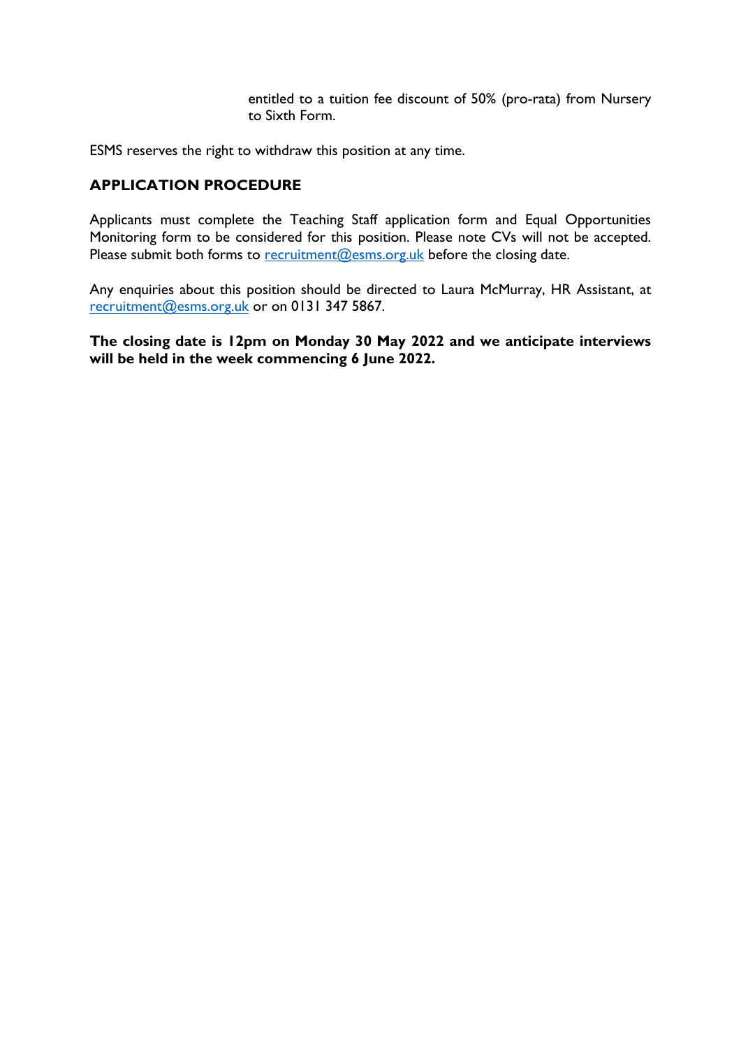entitled to a tuition fee discount of 50% (pro-rata) from Nursery to Sixth Form.

ESMS reserves the right to withdraw this position at any time.

## APPLICATION PROCEDURE

Applicants must complete the Teaching Staff application form and Equal Opportunities Monitoring form to be considered for this position. Please note CVs will not be accepted. Please submit both forms to recruitment@esms.org.uk before the closing date.

Any enquiries about this position should be directed to Laura McMurray, HR Assistant, at recruitment@esms.org.uk or on 0131 347 5867.

**The closing date is 12pm on Monday 30 May 2022 and we anticipate interviews will be held in the week commencing 6 June 2022.**